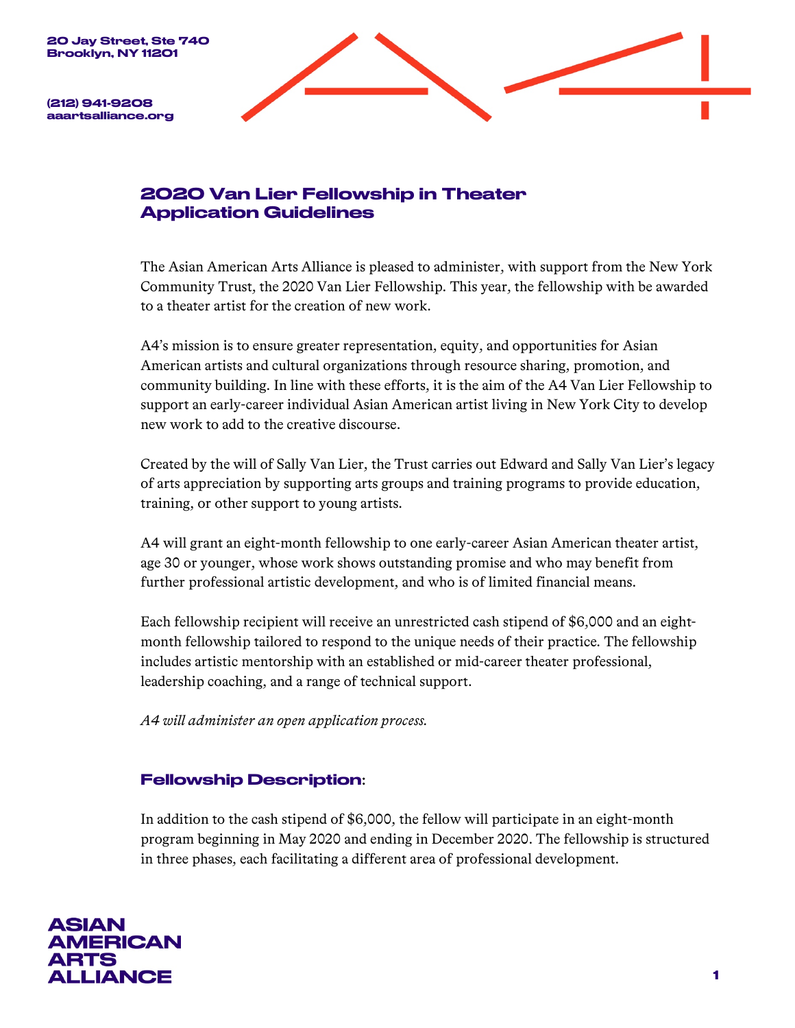20 Jay Street, Ste 740
Brooklyn, NY 11201

(212) 941-9208
aaartsalliance.org

# 2020 Van Lier Fellowship in Theater Application Guidelines

The Asian American Arts Alliance is pleased to administer, with support from the New York Community Trust, the 2020 Van Lier Fellowship. This year, the fellowship with be awarded to a theater artist for the creation of new work.

A4's mission is to ensure greater representation, equity, and opportunities for Asian American artists and cultural organizations through resource sharing, promotion, and community building. In line with these efforts, it is the aim of the A4 Van Lier Fellowship to support an early-career individual Asian American artist living in New York City to develop new work to add to the creative discourse.

Created by the will of Sally Van Lier, the Trust carries out Edward and Sally Van Lier's legacy of arts appreciation by supporting arts groups and training programs to provide education, training, or other support to young artists.

A4 will grant an eight-month fellowship to one early-career Asian American theater artist, age 30 or younger, whose work shows outstanding promise and who may benefit from further professional artistic development, and who is of limited financial means.

Each fellowship recipient will receive an unrestricted cash stipend of $6,000 and an eight-month fellowship tailored to respond to the unique needs of their practice. The fellowship includes artistic mentorship with an established or mid-career theater professional, leadership coaching, and a range of technical support.

*A4 will administer an open application process.*

## Fellowship Description:

In addition to the cash stipend of $6,000, the fellow will participate in an eight-month program beginning in May 2020 and ending in December 2020. The fellowship is structured in three phases, each facilitating a different area of professional development.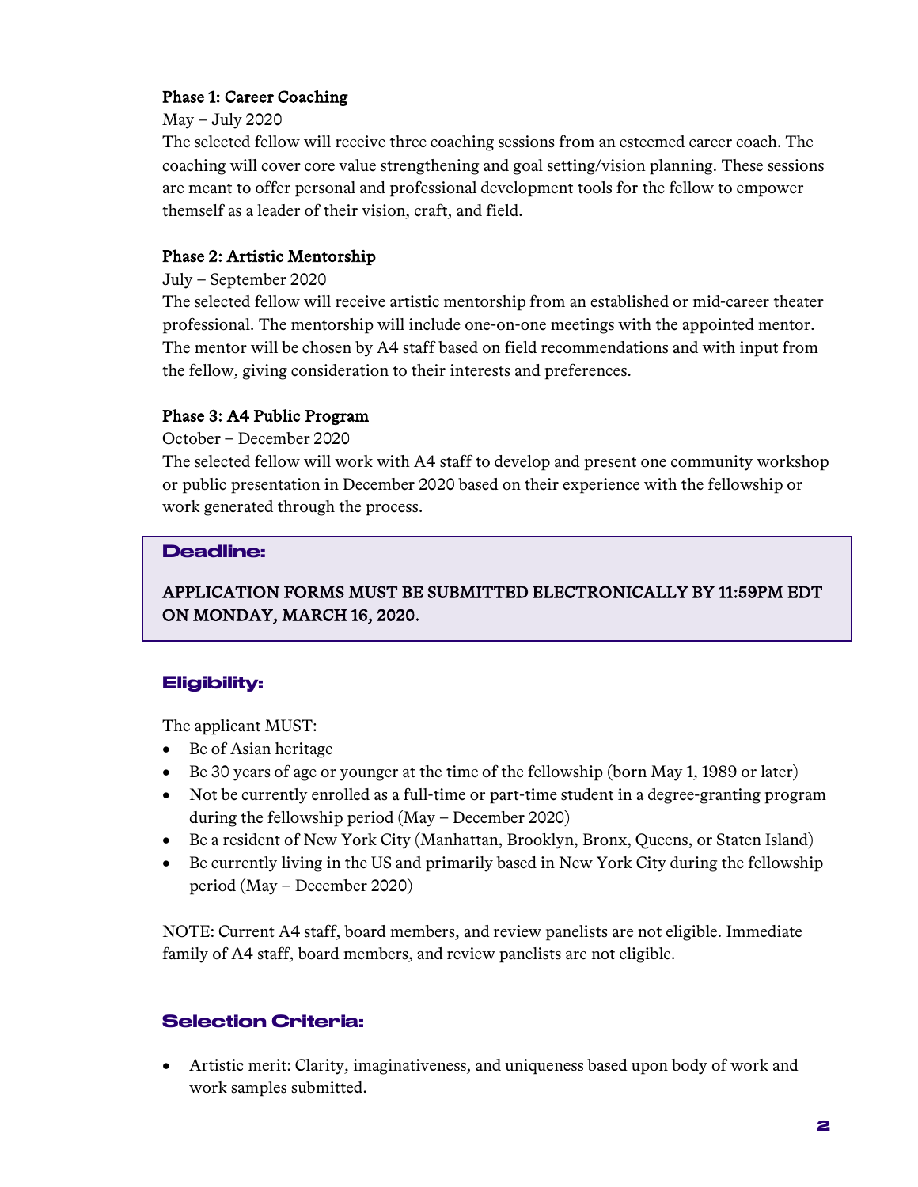**Phase 1: Career Coaching**

May – July 2020

The selected fellow will receive three coaching sessions from an esteemed career coach. The coaching will cover core value strengthening and goal setting/vision planning. These sessions are meant to offer personal and professional development tools for the fellow to empower themself as a leader of their vision, craft, and field.

**Phase 2: Artistic Mentorship**

July – September 2020

The selected fellow will receive artistic mentorship from an established or mid-career theater professional. The mentorship will include one-on-one meetings with the appointed mentor. The mentor will be chosen by A4 staff based on field recommendations and with input from the fellow, giving consideration to their interests and preferences.

**Phase 3: A4 Public Program**

October – December 2020

The selected fellow will work with A4 staff to develop and present one community workshop or public presentation in December 2020 based on their experience with the fellowship or work generated through the process.

## Deadline:

APPLICATION FORMS MUST BE SUBMITTED ELECTRONICALLY BY 11:59PM EDT ON MONDAY, MARCH 16, 2020.

## Eligibility:

The applicant MUST:

- Be of Asian heritage
- Be 30 years of age or younger at the time of the fellowship (born May 1, 1989 or later)
- Not be currently enrolled as a full-time or part-time student in a degree-granting program during the fellowship period (May – December 2020)
- Be a resident of New York City (Manhattan, Brooklyn, Bronx, Queens, or Staten Island)
- Be currently living in the US and primarily based in New York City during the fellowship period (May – December 2020)

NOTE: Current A4 staff, board members, and review panelists are not eligible. Immediate family of A4 staff, board members, and review panelists are not eligible.

## Selection Criteria:

- Artistic merit: Clarity, imaginativeness, and uniqueness based upon body of work and work samples submitted.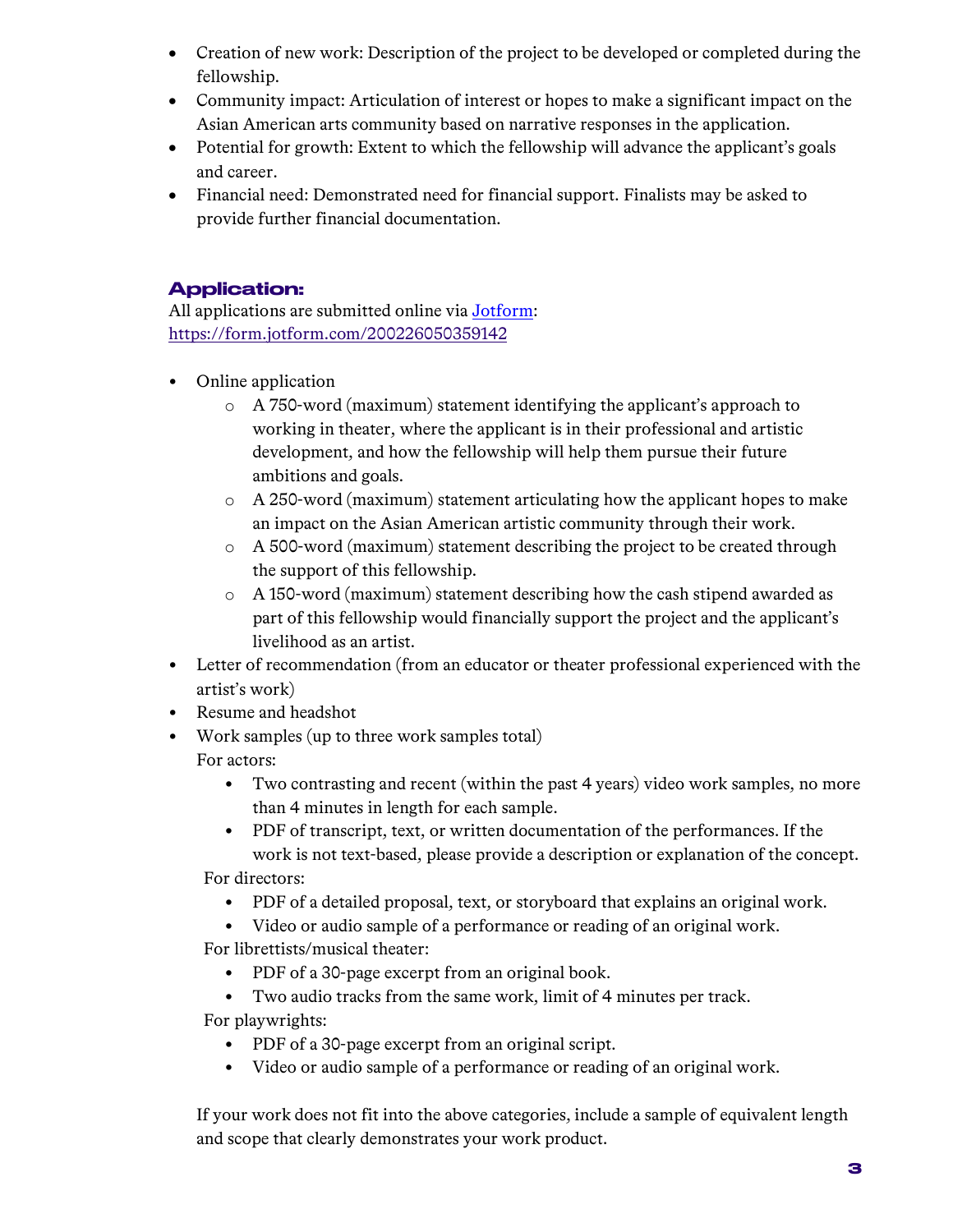- Creation of new work: Description of the project to be developed or completed during the fellowship.
- Community impact: Articulation of interest or hopes to make a significant impact on the Asian American arts community based on narrative responses in the application.
- Potential for growth: Extent to which the fellowship will advance the applicant's goals and career.
- Financial need: Demonstrated need for financial support. Finalists may be asked to provide further financial documentation.

## Application:

All applications are submitted online via [Jotform](https://form.jotform.com/200226050359142): [https://form.jotform.com/200226050359142](https://form.jotform.com/200226050359142)

- Online application
  - A 750-word (maximum) statement identifying the applicant's approach to working in theater, where the applicant is in their professional and artistic development, and how the fellowship will help them pursue their future ambitions and goals.
  - A 250-word (maximum) statement articulating how the applicant hopes to make an impact on the Asian American artistic community through their work.
  - A 500-word (maximum) statement describing the project to be created through the support of this fellowship.
  - A 150-word (maximum) statement describing how the cash stipend awarded as part of this fellowship would financially support the project and the applicant's livelihood as an artist.
- Letter of recommendation (from an educator or theater professional experienced with the artist's work)
- Resume and headshot
- Work samples (up to three work samples total)

  For actors:
  - Two contrasting and recent (within the past 4 years) video work samples, no more than 4 minutes in length for each sample.
  - PDF of transcript, text, or written documentation of the performances. If the work is not text-based, please provide a description or explanation of the concept.

  For directors:
  - PDF of a detailed proposal, text, or storyboard that explains an original work.
  - Video or audio sample of a performance or reading of an original work.

  For librettists/musical theater:
  - PDF of a 30-page excerpt from an original book.
  - Two audio tracks from the same work, limit of 4 minutes per track.

  For playwrights:
  - PDF of a 30-page excerpt from an original script.
  - Video or audio sample of a performance or reading of an original work.

  If your work does not fit into the above categories, include a sample of equivalent length and scope that clearly demonstrates your work product.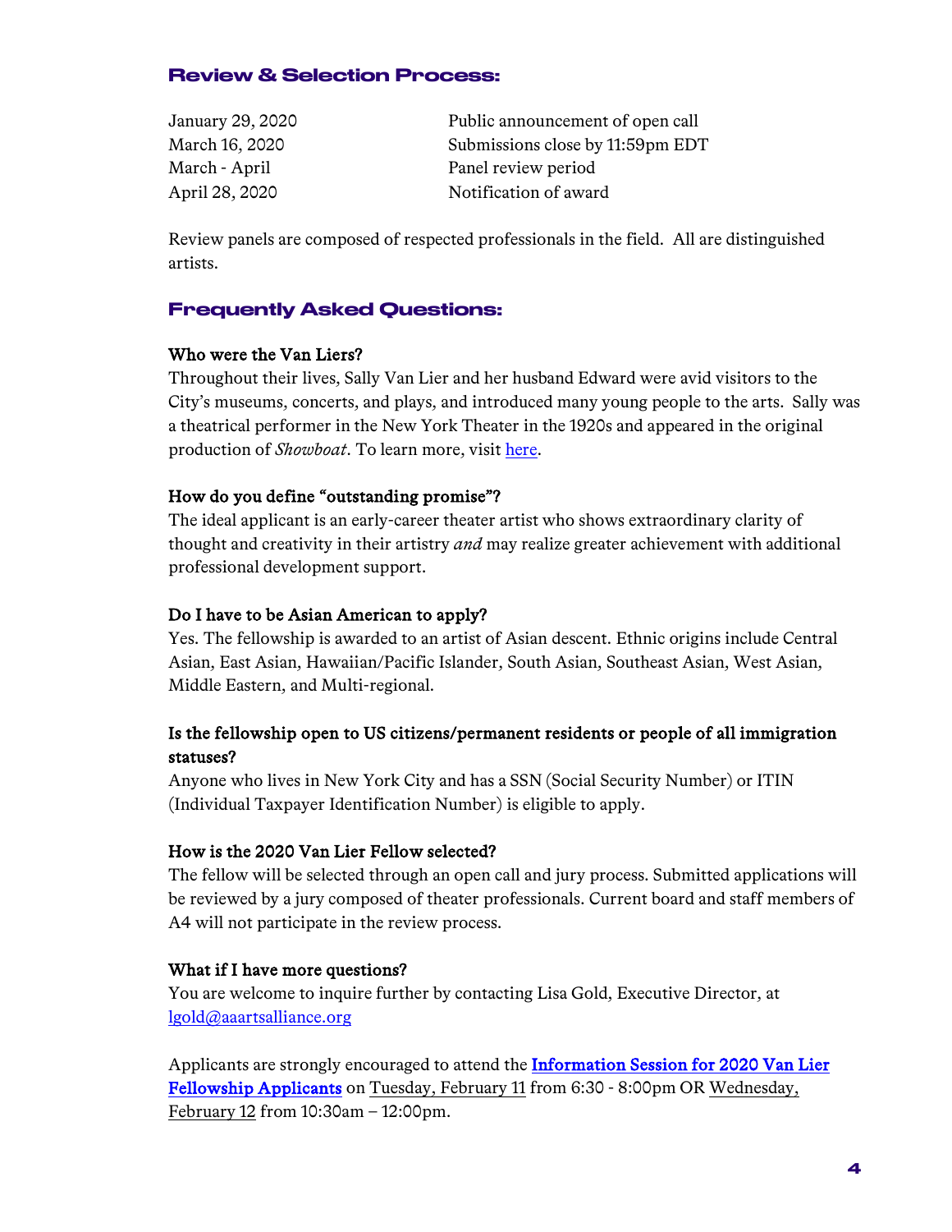## Review & Selection Process:

| | |
|---|---|
| January 29, 2020 | Public announcement of open call |
| March 16, 2020 | Submissions close by 11:59pm EDT |
| March - April | Panel review period |
| April 28, 2020 | Notification of award |

Review panels are composed of respected professionals in the field. All are distinguished artists.

## Frequently Asked Questions:

**Who were the Van Liers?**
Throughout their lives, Sally Van Lier and her husband Edward were avid visitors to the City's museums, concerts, and plays, and introduced many young people to the arts. Sally was a theatrical performer in the New York Theater in the 1920s and appeared in the original production of *Showboat*. To learn more, visit here.

**How do you define "outstanding promise"?**
The ideal applicant is an early-career theater artist who shows extraordinary clarity of thought and creativity in their artistry *and* may realize greater achievement with additional professional development support.

**Do I have to be Asian American to apply?**
Yes. The fellowship is awarded to an artist of Asian descent. Ethnic origins include Central Asian, East Asian, Hawaiian/Pacific Islander, South Asian, Southeast Asian, West Asian, Middle Eastern, and Multi-regional.

**Is the fellowship open to US citizens/permanent residents or people of all immigration statuses?**
Anyone who lives in New York City and has a SSN (Social Security Number) or ITIN (Individual Taxpayer Identification Number) is eligible to apply.

**How is the 2020 Van Lier Fellow selected?**
The fellow will be selected through an open call and jury process. Submitted applications will be reviewed by a jury composed of theater professionals. Current board and staff members of A4 will not participate in the review process.

**What if I have more questions?**
You are welcome to inquire further by contacting Lisa Gold, Executive Director, at lgold@aaartsalliance.org

Applicants are strongly encouraged to attend the **Information Session for 2020 Van Lier Fellowship Applicants** on Tuesday, February 11 from 6:30 - 8:00pm OR Wednesday, February 12 from 10:30am – 12:00pm.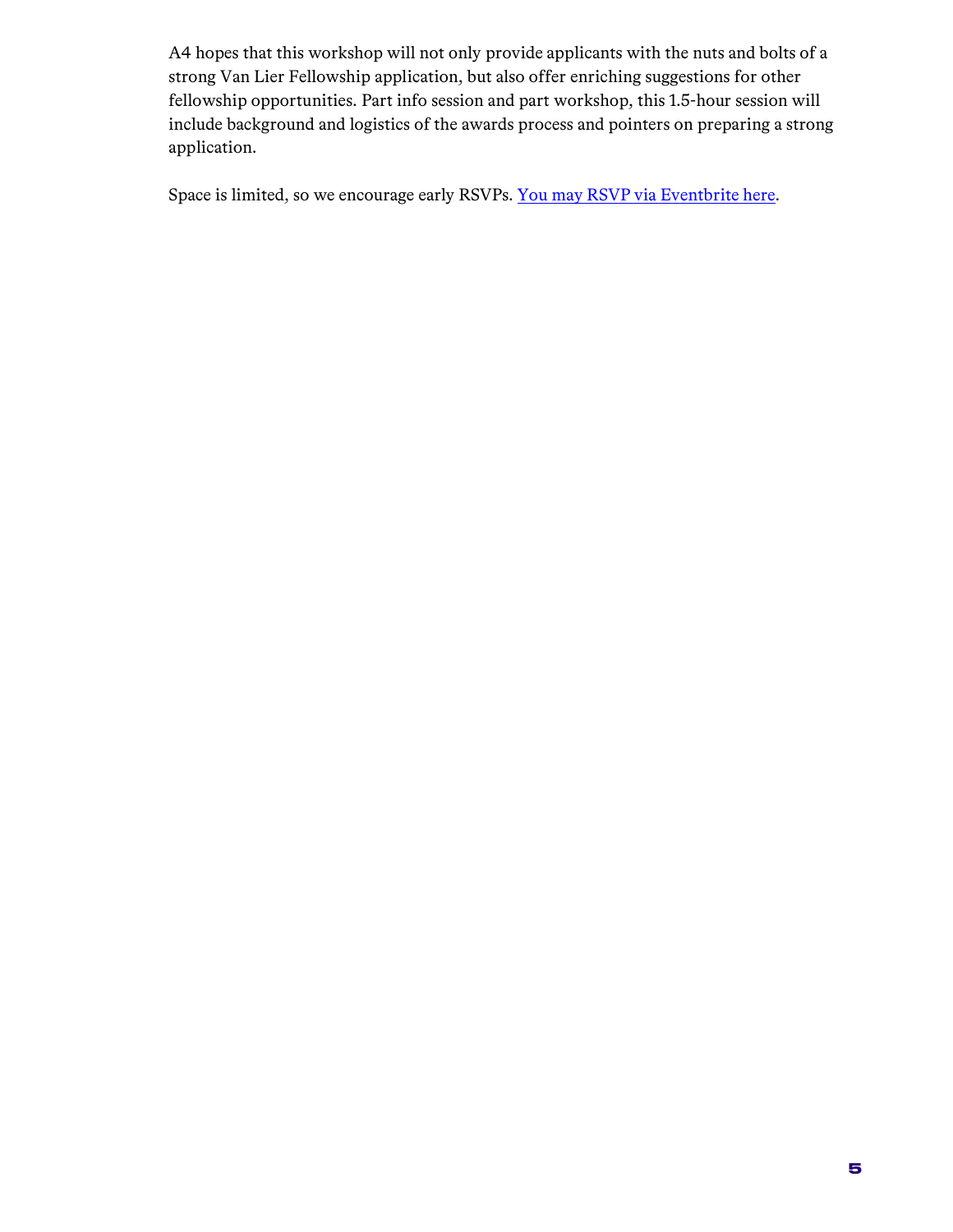A4 hopes that this workshop will not only provide applicants with the nuts and bolts of a strong Van Lier Fellowship application, but also offer enriching suggestions for other fellowship opportunities. Part info session and part workshop, this 1.5-hour session will include background and logistics of the awards process and pointers on preparing a strong application.

Space is limited, so we encourage early RSVPs. You may RSVP via Eventbrite here.